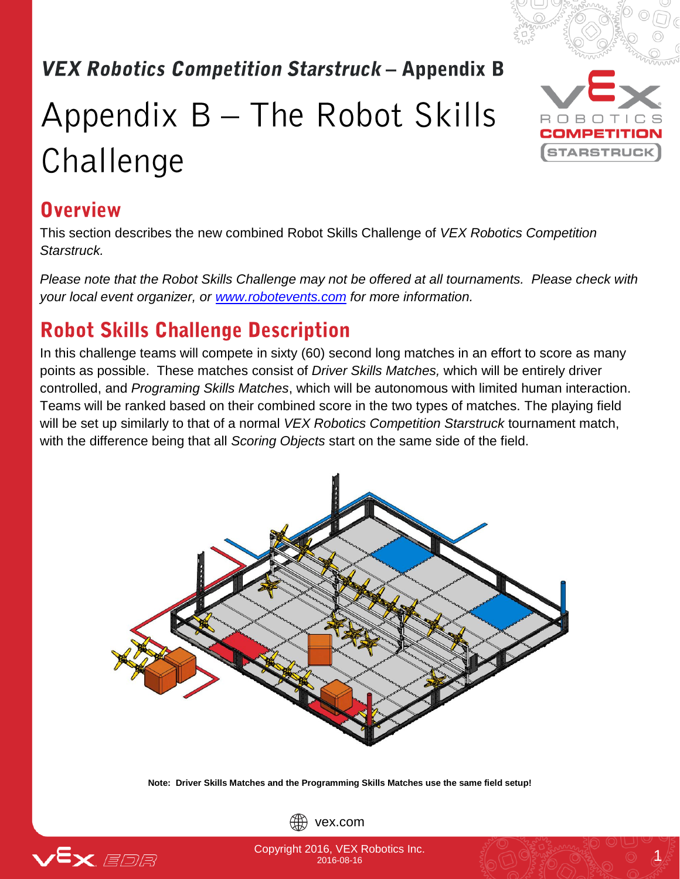## *VEX Robotics Competition Starstruck* – Appendix B

# Appendix B – The Robot Skills Challenge

## Overview

This section describes the new combined Robot Skills Challenge of *VEX Robotics Competition Starstruck.*

*Please note that the Robot Skills Challenge may not be offered at all tournaments. Please check with your local event organizer, or [www.robotevents.com](http://www.robotevents.com) for more information.*

## Robot Skills Challenge Description

In this challenge teams will compete in sixty (60) second long matches in an effort to score as many points as possible. These matches consist of *Driver Skills Matches,* which will be entirely driver controlled, and *Programing Skills Matches*, which will be autonomous with limited human interaction. Teams will be ranked based on their combined score in the two types of matches. The playing field will be set up similarly to that of a normal *VEX Robotics Competition Starstruck* tournament match, with the difference being that all *Scoring Objects* start on the same side of the field.

**Note: Driver Skills Matches and the Programming Skills Matches use the same field setup!**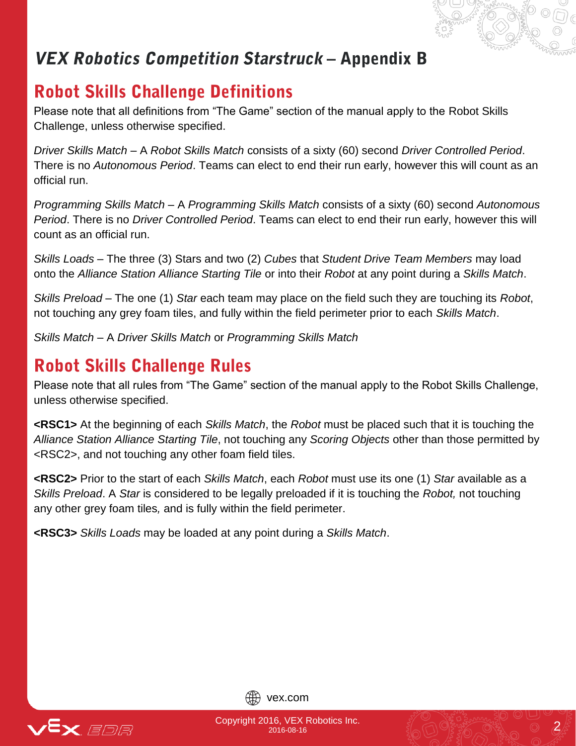# *VEX Robotics Competition Starstruck* – Appendix B

## Robot Skills Challenge Definitions

Please note that all definitions from "The Game" section of the manual apply to the Robot Skills Challenge, unless otherwise specified.

*Driver Skills Match* – A *Robot Skills Match* consists of a sixty (60) second *Driver Controlled Period*. There is no *Autonomous Period*. Teams can elect to end their run early, however this will count as an official run.

*Programming Skills Match* – A *Programming Skills Match* consists of a sixty (60) second *Autonomous Period*. There is no *Driver Controlled Period*. Teams can elect to end their run early, however this will count as an official run.

*Skills Loads* – The three (3) Stars and two (2) *Cubes* that *Student Drive Team Members* may load onto the *Alliance Station Alliance Starting Tile* or into their *Robot* at any point during a *Skills Match*.

*Skills Preload* – The one (1) *Star* each team may place on the field such they are touching its *Robot*, not touching any grey foam tiles, and fully within the field perimeter prior to each *Skills Match*.

*Skills Match* – A *Driver Skills Match* or *Programming Skills Match*

## Robot Skills Challenge Rules

Please note that all rules from "The Game" section of the manual apply to the Robot Skills Challenge, unless otherwise specified.

**<RSC1>** At the beginning of each *Skills Match*, the *Robot* must be placed such that it is touching the *Alliance Station Alliance Starting Tile*, not touching any *Scoring Objects* other than those permitted by <RSC2>, and not touching any other foam field tiles.

**<RSC2>** Prior to the start of each *Skills Match*, each *Robot* must use its one (1) *Star* available as a *Skills Preload*. A *Star* is considered to be legally preloaded if it is touching the *Robot,* not touching any other grey foam tiles*,* and is fully within the field perimeter.

**<RSC3>** *Skills Loads* may be loaded at any point during a *Skills Match*.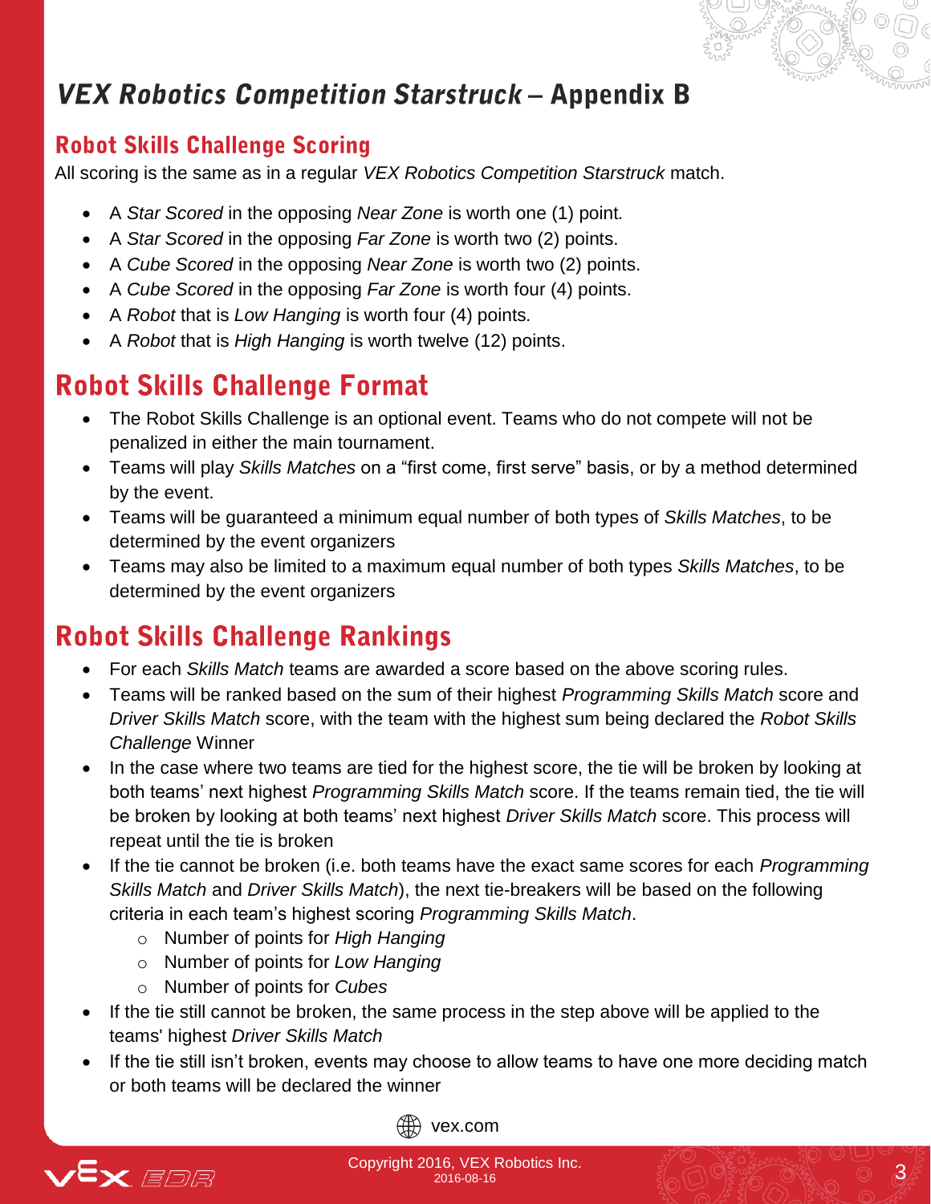# *VEX Robotics Competition Starstruck* – Appendix B

## Robot Skills Challenge Scoring

All scoring is the same as in a regular *VEX Robotics Competition Starstruck* match.

- A *Star Scored* in the opposing *Near Zone* is worth one (1) point*.*
- A *Star Scored* in the opposing *Far Zone* is worth two (2) points.
- A *Cube Scored* in the opposing *Near Zone* is worth two (2) points.
- A *Cube Scored* in the opposing *Far Zone* is worth four (4) points.
- A *Robot* that is *Low Hanging* is worth four (4) points*.*
- A *Robot* that is *High Hanging* is worth twelve (12) points.

## Robot Skills Challenge Format

- The Robot Skills Challenge is an optional event. Teams who do not compete will not be penalized in either the main tournament.
- Teams will play *Skills Matches* on a "first come, first serve" basis, or by a method determined by the event.
- Teams will be guaranteed a minimum equal number of both types of *Skills Matches*, to be determined by the event organizers
- Teams may also be limited to a maximum equal number of both types *Skills Matches*, to be determined by the event organizers

## Robot Skills Challenge Rankings

- For each *Skills Match* teams are awarded a score based on the above scoring rules.
- Teams will be ranked based on the sum of their highest *Programming Skills Match* score and *Driver Skills Match* score, with the team with the highest sum being declared the *Robot Skills Challenge* Winner
- In the case where two teams are tied for the highest score, the tie will be broken by looking at both teams' next highest *Programming Skills Match* score. If the teams remain tied, the tie will be broken by looking at both teams' next highest *Driver Skills Match* score. This process will repeat until the tie is broken
- If the tie cannot be broken (i.e. both teams have the exact same scores for each *Programming Skills Match* and *Driver Skills Match*), the next tie-breakers will be based on the following criteria in each team's highest scoring *Programming Skills Match*.
  - Number of points for *High Hanging*
  - Number of points for *Low Hanging*
  - Number of points for *Cubes*
- If the tie still cannot be broken, the same process in the step above will be applied to the teams' highest *Driver Skills Match*
- If the tie still isn't broken, events may choose to allow teams to have one more deciding match or both teams will be declared the winner